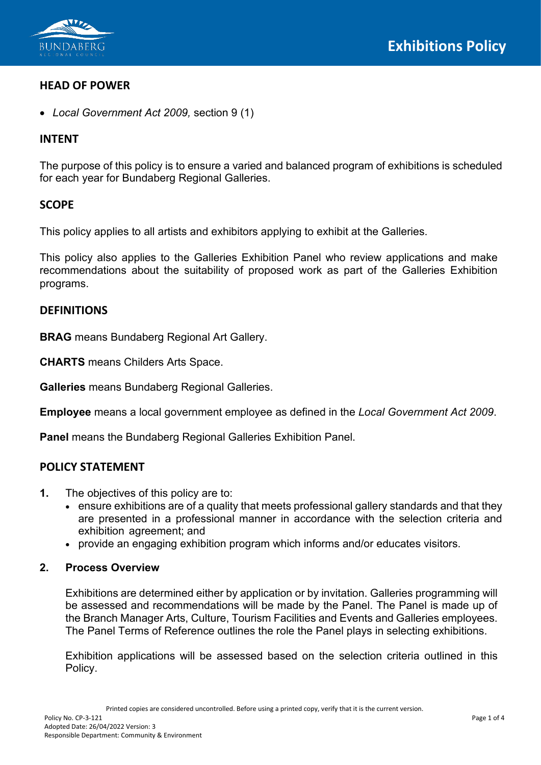# Exhibitions Policy

## HEAD OF POWER

- *Local Government Act 2009,* section 9 (1)

## INTENT

The purpose of this policy is to ensure a varied and balanced program of exhibitions is scheduled for each year for Bundaberg Regional Galleries.

## SCOPE

This policy applies to all artists and exhibitors applying to exhibit at the Galleries.

This policy also applies to the Galleries Exhibition Panel who review applications and make recommendations about the suitability of proposed work as part of the Galleries Exhibition programs.

## DEFINITIONS

**BRAG** means Bundaberg Regional Art Gallery.

**CHARTS** means Childers Arts Space.

**Galleries** means Bundaberg Regional Galleries.

**Employee** means a local government employee as defined in the *Local Government Act 2009*.

**Panel** means the Bundaberg Regional Galleries Exhibition Panel.

## POLICY STATEMENT

**1.** The objectives of this policy are to:
- ensure exhibitions are of a quality that meets professional gallery standards and that they are presented in a professional manner in accordance with the selection criteria and exhibition agreement; and
- provide an engaging exhibition program which informs and/or educates visitors.

**2. Process Overview**

Exhibitions are determined either by application or by invitation. Galleries programming will be assessed and recommendations will be made by the Panel. The Panel is made up of the Branch Manager Arts, Culture, Tourism Facilities and Events and Galleries employees. The Panel Terms of Reference outlines the role the Panel plays in selecting exhibitions.

Exhibition applications will be assessed based on the selection criteria outlined in this Policy.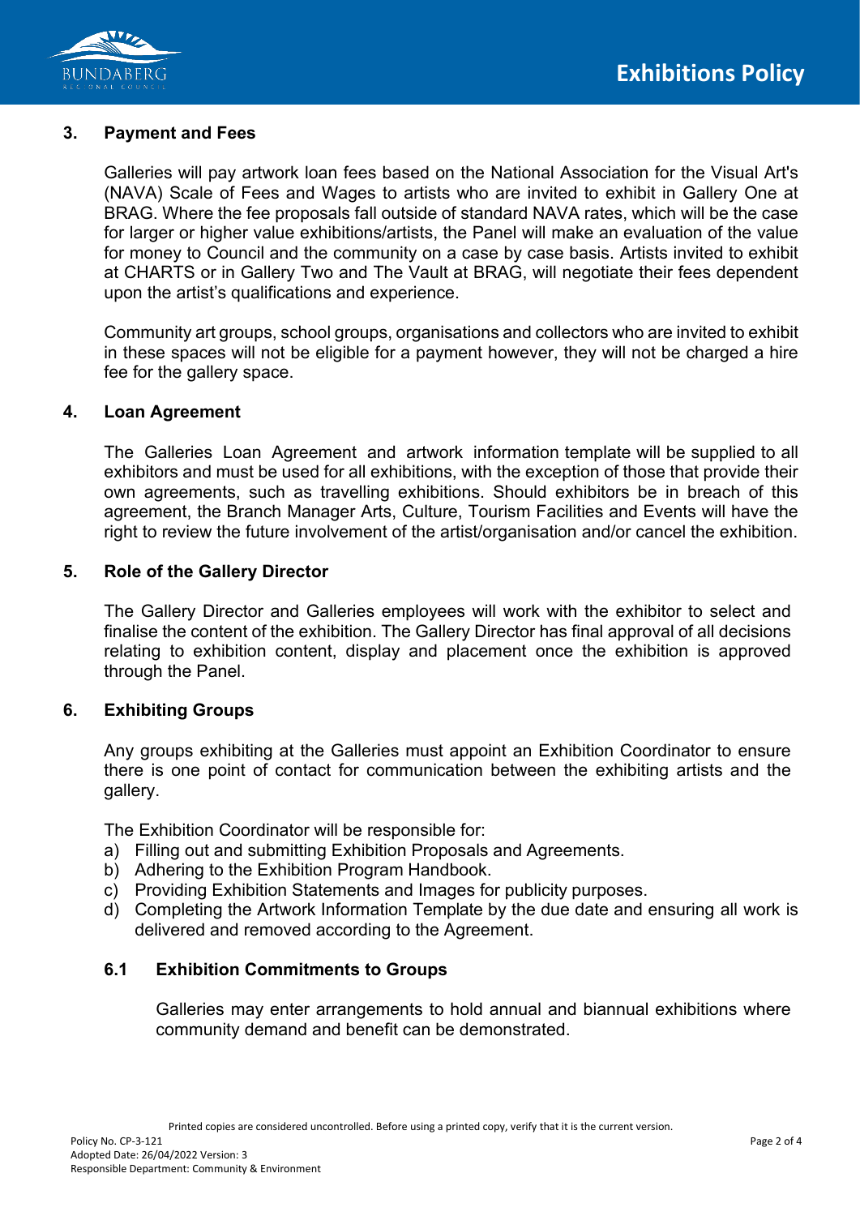## 3. Payment and Fees

Galleries will pay artwork loan fees based on the National Association for the Visual Art's (NAVA) Scale of Fees and Wages to artists who are invited to exhibit in Gallery One at BRAG. Where the fee proposals fall outside of standard NAVA rates, which will be the case for larger or higher value exhibitions/artists, the Panel will make an evaluation of the value for money to Council and the community on a case by case basis. Artists invited to exhibit at CHARTS or in Gallery Two and The Vault at BRAG, will negotiate their fees dependent upon the artist's qualifications and experience.

Community art groups, school groups, organisations and collectors who are invited to exhibit in these spaces will not be eligible for a payment however, they will not be charged a hire fee for the gallery space.

## 4. Loan Agreement

The Galleries Loan Agreement and artwork information template will be supplied to all exhibitors and must be used for all exhibitions, with the exception of those that provide their own agreements, such as travelling exhibitions. Should exhibitors be in breach of this agreement, the Branch Manager Arts, Culture, Tourism Facilities and Events will have the right to review the future involvement of the artist/organisation and/or cancel the exhibition.

## 5. Role of the Gallery Director

The Gallery Director and Galleries employees will work with the exhibitor to select and finalise the content of the exhibition. The Gallery Director has final approval of all decisions relating to exhibition content, display and placement once the exhibition is approved through the Panel.

## 6. Exhibiting Groups

Any groups exhibiting at the Galleries must appoint an Exhibition Coordinator to ensure there is one point of contact for communication between the exhibiting artists and the gallery.

The Exhibition Coordinator will be responsible for:

a) Filling out and submitting Exhibition Proposals and Agreements.
b) Adhering to the Exhibition Program Handbook.
c) Providing Exhibition Statements and Images for publicity purposes.
d) Completing the Artwork Information Template by the due date and ensuring all work is delivered and removed according to the Agreement.

### 6.1 Exhibition Commitments to Groups

Galleries may enter arrangements to hold annual and biannual exhibitions where community demand and benefit can be demonstrated.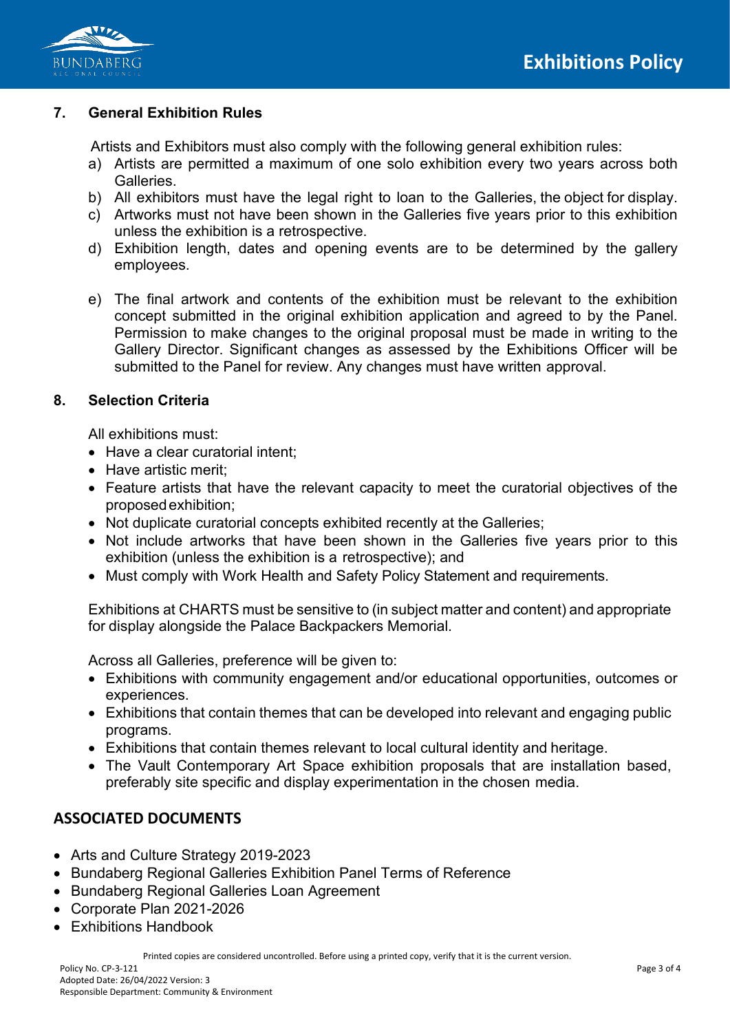## 7. General Exhibition Rules

Artists and Exhibitors must also comply with the following general exhibition rules:

a) Artists are permitted a maximum of one solo exhibition every two years across both Galleries.
b) All exhibitors must have the legal right to loan to the Galleries, the object for display.
c) Artworks must not have been shown in the Galleries five years prior to this exhibition unless the exhibition is a retrospective.
d) Exhibition length, dates and opening events are to be determined by the gallery employees.
e) The final artwork and contents of the exhibition must be relevant to the exhibition concept submitted in the original exhibition application and agreed to by the Panel. Permission to make changes to the original proposal must be made in writing to the Gallery Director. Significant changes as assessed by the Exhibitions Officer will be submitted to the Panel for review. Any changes must have written approval.

## 8. Selection Criteria

All exhibitions must:

- Have a clear curatorial intent;
- Have artistic merit;
- Feature artists that have the relevant capacity to meet the curatorial objectives of the proposed exhibition;
- Not duplicate curatorial concepts exhibited recently at the Galleries;
- Not include artworks that have been shown in the Galleries five years prior to this exhibition (unless the exhibition is a retrospective); and
- Must comply with Work Health and Safety Policy Statement and requirements.

Exhibitions at CHARTS must be sensitive to (in subject matter and content) and appropriate for display alongside the Palace Backpackers Memorial.

Across all Galleries, preference will be given to:

- Exhibitions with community engagement and/or educational opportunities, outcomes or experiences.
- Exhibitions that contain themes that can be developed into relevant and engaging public programs.
- Exhibitions that contain themes relevant to local cultural identity and heritage.
- The Vault Contemporary Art Space exhibition proposals that are installation based, preferably site specific and display experimentation in the chosen media.

## ASSOCIATED DOCUMENTS

- Arts and Culture Strategy 2019-2023
- Bundaberg Regional Galleries Exhibition Panel Terms of Reference
- Bundaberg Regional Galleries Loan Agreement
- Corporate Plan 2021-2026
- Exhibitions Handbook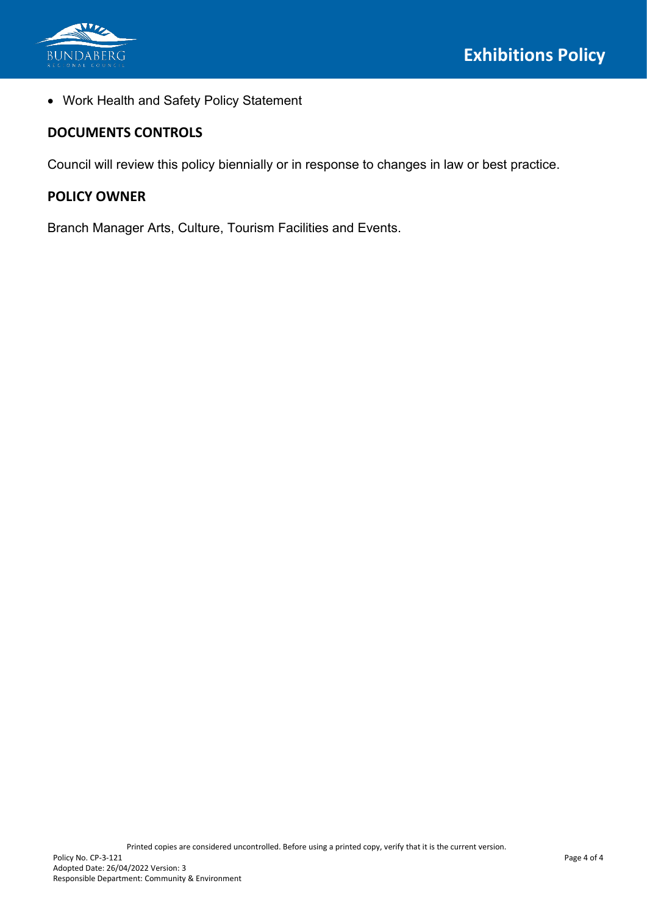- Work Health and Safety Policy Statement

## DOCUMENTS CONTROLS

Council will review this policy biennially or in response to changes in law or best practice.

## POLICY OWNER

Branch Manager Arts, Culture, Tourism Facilities and Events.